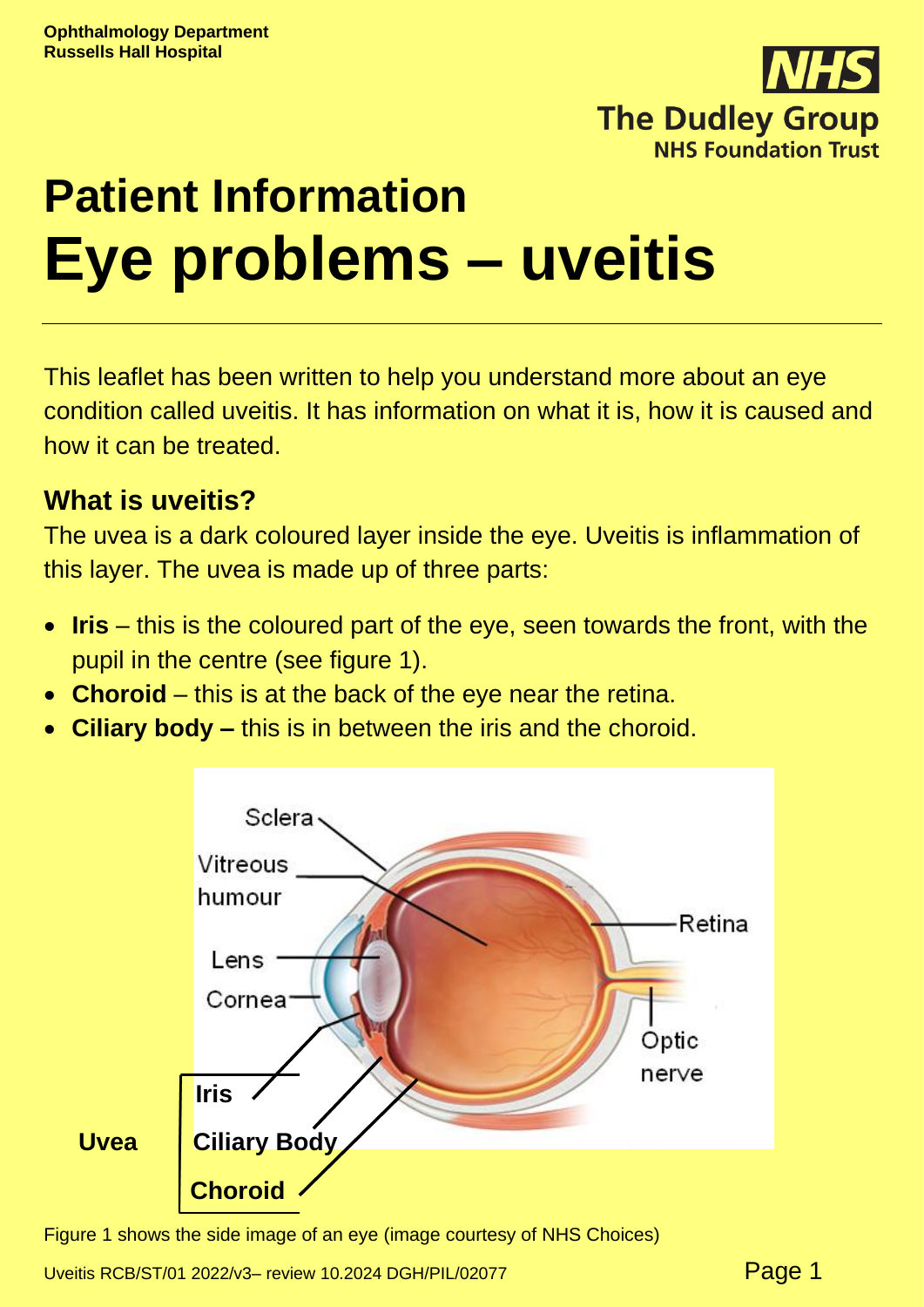Ophthalmology Department
Russells Hall Hospital

# Patient Information

# Eye problems – uveitis

This leaflet has been written to help you understand more about an eye condition called uveitis. It has information on what it is, how it is caused and how it can be treated.

## What is uveitis?

The uvea is a dark coloured layer inside the eye. Uveitis is inflammation of this layer. The uvea is made up of three parts:

- **Iris** – this is the coloured part of the eye, seen towards the front, with the pupil in the centre (see figure 1).
- **Choroid** – this is at the back of the eye near the retina.
- **Ciliary body –** this is in between the iris and the choroid.

Figure 1 shows the side image of an eye (image courtesy of NHS Choices)

Uveitis RCB/ST/01 2022/v3– review 10.2024 DGH/PIL/02077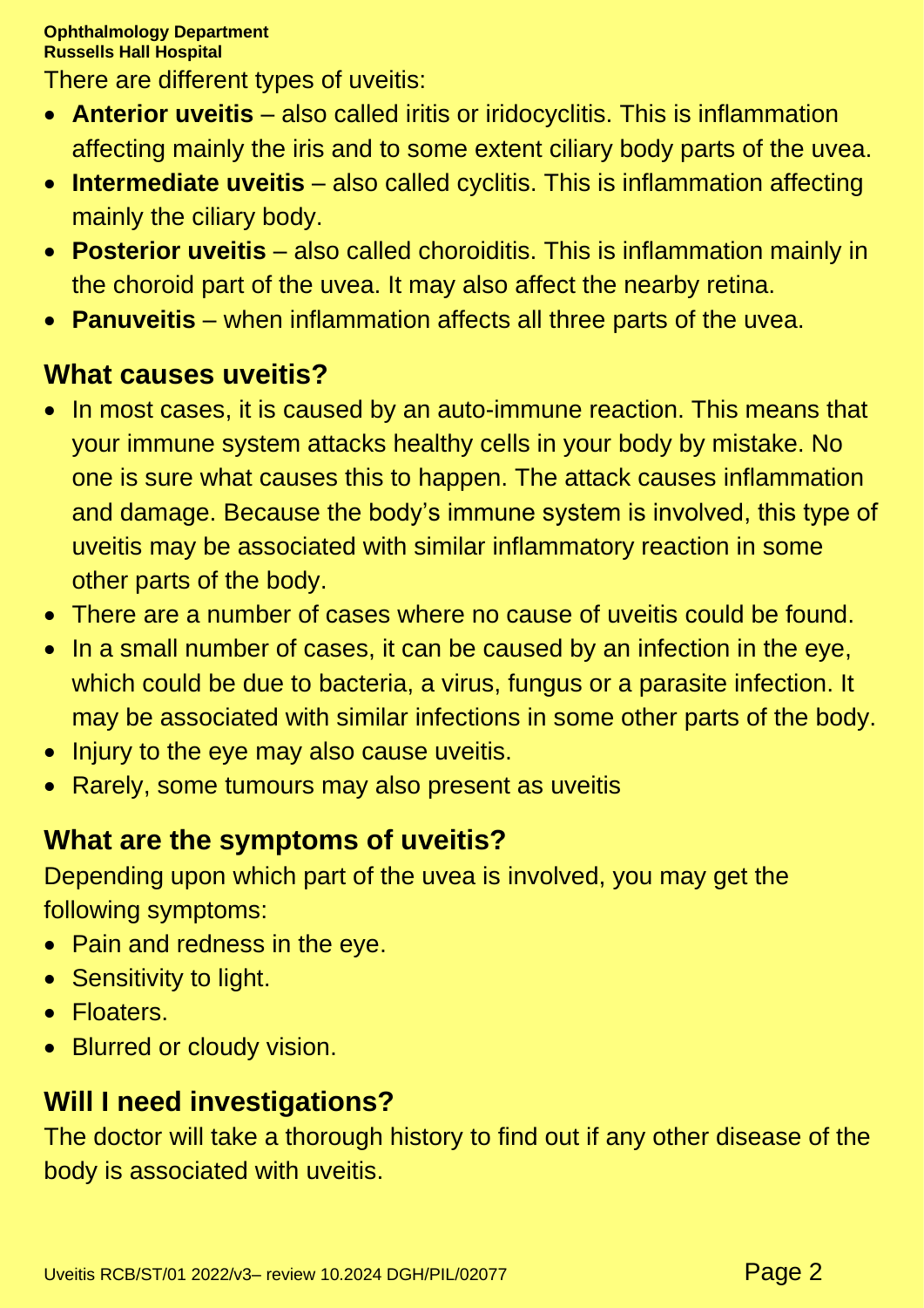There are different types of uveitis:

- **Anterior uveitis** – also called iritis or iridocyclitis. This is inflammation affecting mainly the iris and to some extent ciliary body parts of the uvea.
- **Intermediate uveitis** – also called cyclitis. This is inflammation affecting mainly the ciliary body.
- **Posterior uveitis** – also called choroiditis. This is inflammation mainly in the choroid part of the uvea. It may also affect the nearby retina.
- **Panuveitis** – when inflammation affects all three parts of the uvea.

## What causes uveitis?

- In most cases, it is caused by an auto-immune reaction. This means that your immune system attacks healthy cells in your body by mistake. No one is sure what causes this to happen. The attack causes inflammation and damage. Because the body's immune system is involved, this type of uveitis may be associated with similar inflammatory reaction in some other parts of the body.
- There are a number of cases where no cause of uveitis could be found.
- In a small number of cases, it can be caused by an infection in the eye, which could be due to bacteria, a virus, fungus or a parasite infection. It may be associated with similar infections in some other parts of the body.
- Injury to the eye may also cause uveitis.
- Rarely, some tumours may also present as uveitis

## What are the symptoms of uveitis?

Depending upon which part of the uvea is involved, you may get the following symptoms:

- Pain and redness in the eye.
- Sensitivity to light.
- Floaters.
- Blurred or cloudy vision.

## Will I need investigations?

The doctor will take a thorough history to find out if any other disease of the body is associated with uveitis.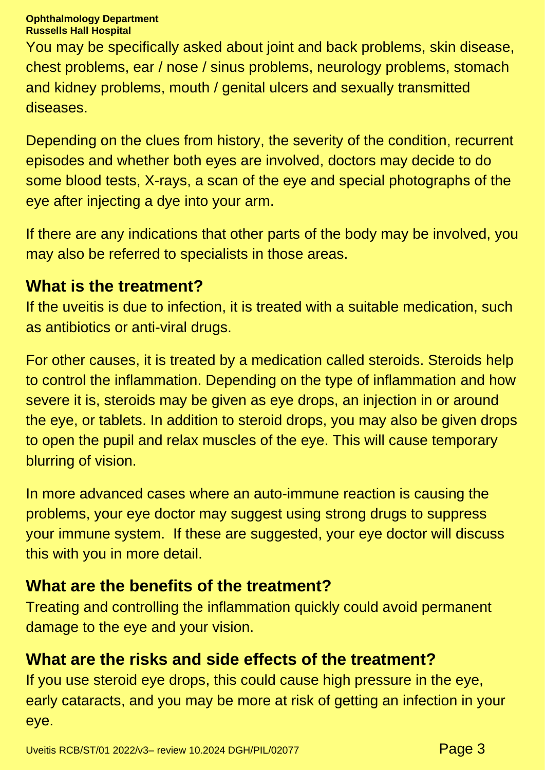You may be specifically asked about joint and back problems, skin disease, chest problems, ear / nose / sinus problems, neurology problems, stomach and kidney problems, mouth / genital ulcers and sexually transmitted diseases.

Depending on the clues from history, the severity of the condition, recurrent episodes and whether both eyes are involved, doctors may decide to do some blood tests, X-rays, a scan of the eye and special photographs of the eye after injecting a dye into your arm.

If there are any indications that other parts of the body may be involved, you may also be referred to specialists in those areas.

## What is the treatment?

If the uveitis is due to infection, it is treated with a suitable medication, such as antibiotics or anti-viral drugs.

For other causes, it is treated by a medication called steroids. Steroids help to control the inflammation. Depending on the type of inflammation and how severe it is, steroids may be given as eye drops, an injection in or around the eye, or tablets. In addition to steroid drops, you may also be given drops to open the pupil and relax muscles of the eye. This will cause temporary blurring of vision.

In more advanced cases where an auto-immune reaction is causing the problems, your eye doctor may suggest using strong drugs to suppress your immune system. If these are suggested, your eye doctor will discuss this with you in more detail.

## What are the benefits of the treatment?

Treating and controlling the inflammation quickly could avoid permanent damage to the eye and your vision.

## What are the risks and side effects of the treatment?

If you use steroid eye drops, this could cause high pressure in the eye, early cataracts, and you may be more at risk of getting an infection in your eye.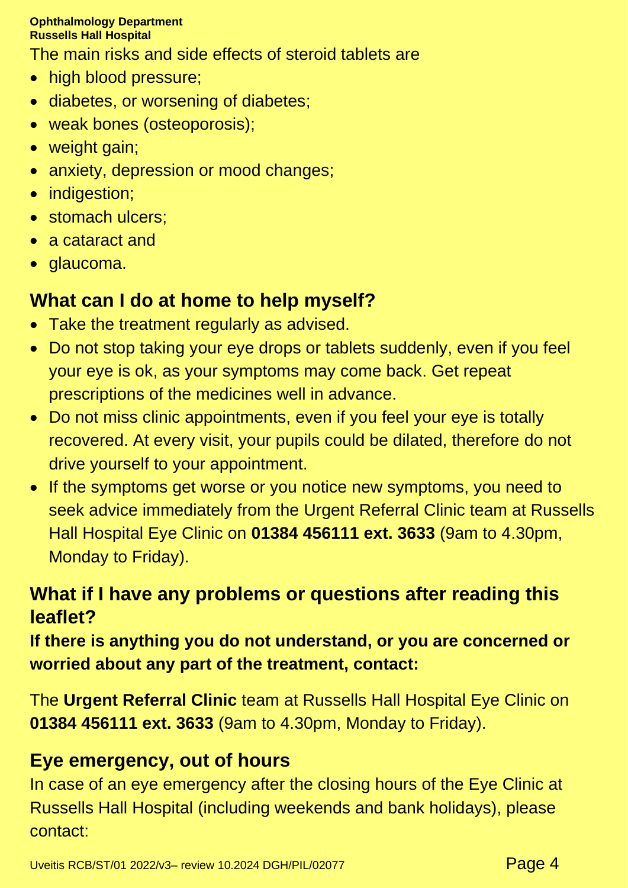The main risks and side effects of steroid tablets are

- high blood pressure;
- diabetes, or worsening of diabetes;
- weak bones (osteoporosis);
- weight gain;
- anxiety, depression or mood changes;
- indigestion;
- stomach ulcers;
- a cataract and
- glaucoma.

## What can I do at home to help myself?

- Take the treatment regularly as advised.
- Do not stop taking your eye drops or tablets suddenly, even if you feel your eye is ok, as your symptoms may come back. Get repeat prescriptions of the medicines well in advance.
- Do not miss clinic appointments, even if you feel your eye is totally recovered. At every visit, your pupils could be dilated, therefore do not drive yourself to your appointment.
- If the symptoms get worse or you notice new symptoms, you need to seek advice immediately from the Urgent Referral Clinic team at Russells Hall Hospital Eye Clinic on **01384 456111 ext. 3633** (9am to 4.30pm, Monday to Friday).

## What if I have any problems or questions after reading this leaflet?

**If there is anything you do not understand, or you are concerned or worried about any part of the treatment, contact:**

The **Urgent Referral Clinic** team at Russells Hall Hospital Eye Clinic on **01384 456111 ext. 3633** (9am to 4.30pm, Monday to Friday).

## Eye emergency, out of hours

In case of an eye emergency after the closing hours of the Eye Clinic at Russells Hall Hospital (including weekends and bank holidays), please contact: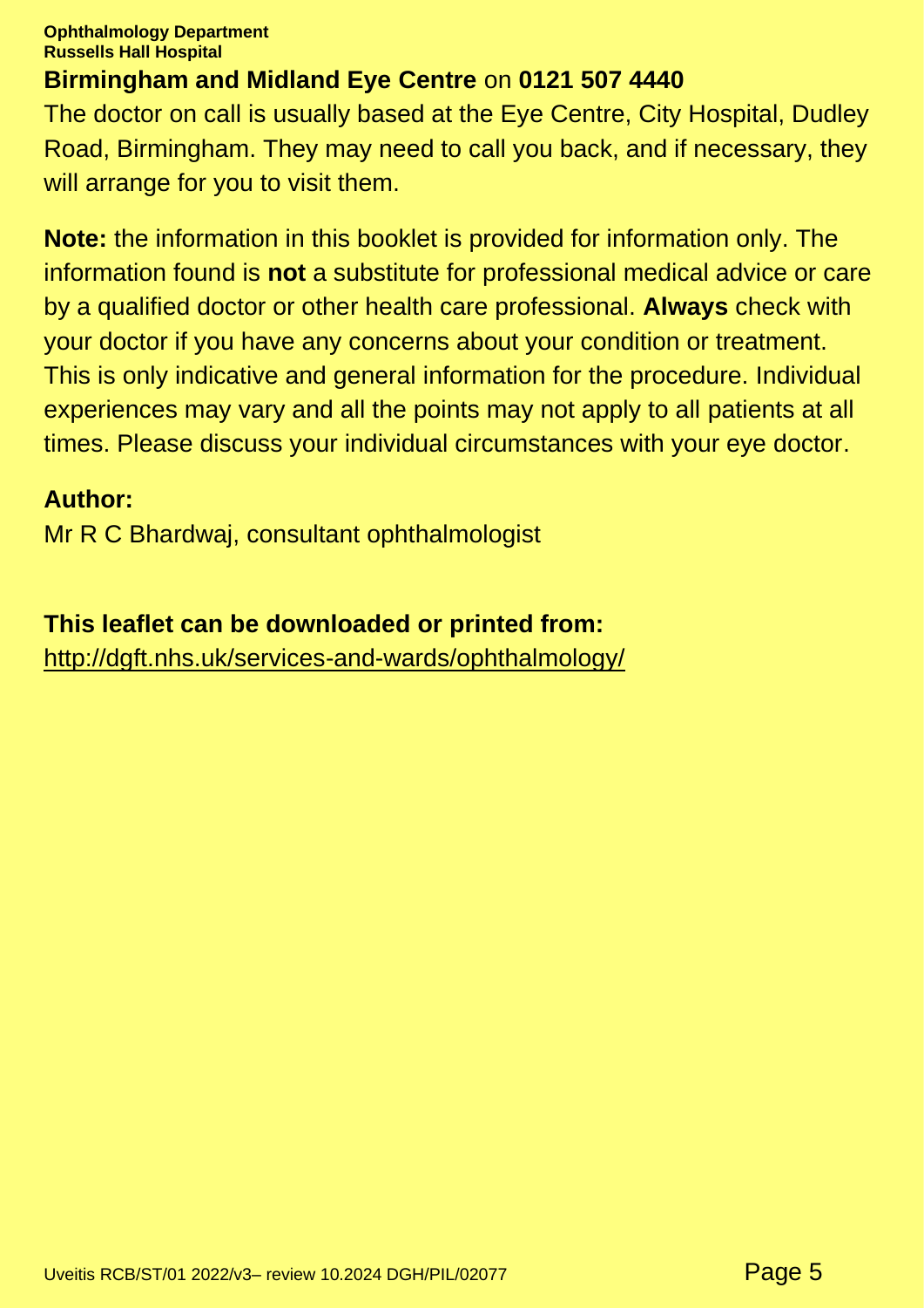**Birmingham and Midland Eye Centre** on **0121 507 4440**

The doctor on call is usually based at the Eye Centre, City Hospital, Dudley Road, Birmingham. They may need to call you back, and if necessary, they will arrange for you to visit them.

**Note:** the information in this booklet is provided for information only. The information found is **not** a substitute for professional medical advice or care by a qualified doctor or other health care professional. **Always** check with your doctor if you have any concerns about your condition or treatment. This is only indicative and general information for the procedure. Individual experiences may vary and all the points may not apply to all patients at all times. Please discuss your individual circumstances with your eye doctor.

**Author:**

Mr R C Bhardwaj, consultant ophthalmologist

**This leaflet can be downloaded or printed from:**

http://dgft.nhs.uk/services-and-wards/ophthalmology/

Uveitis RCB/ST/01 2022/v3– review 10.2024 DGH/PIL/02077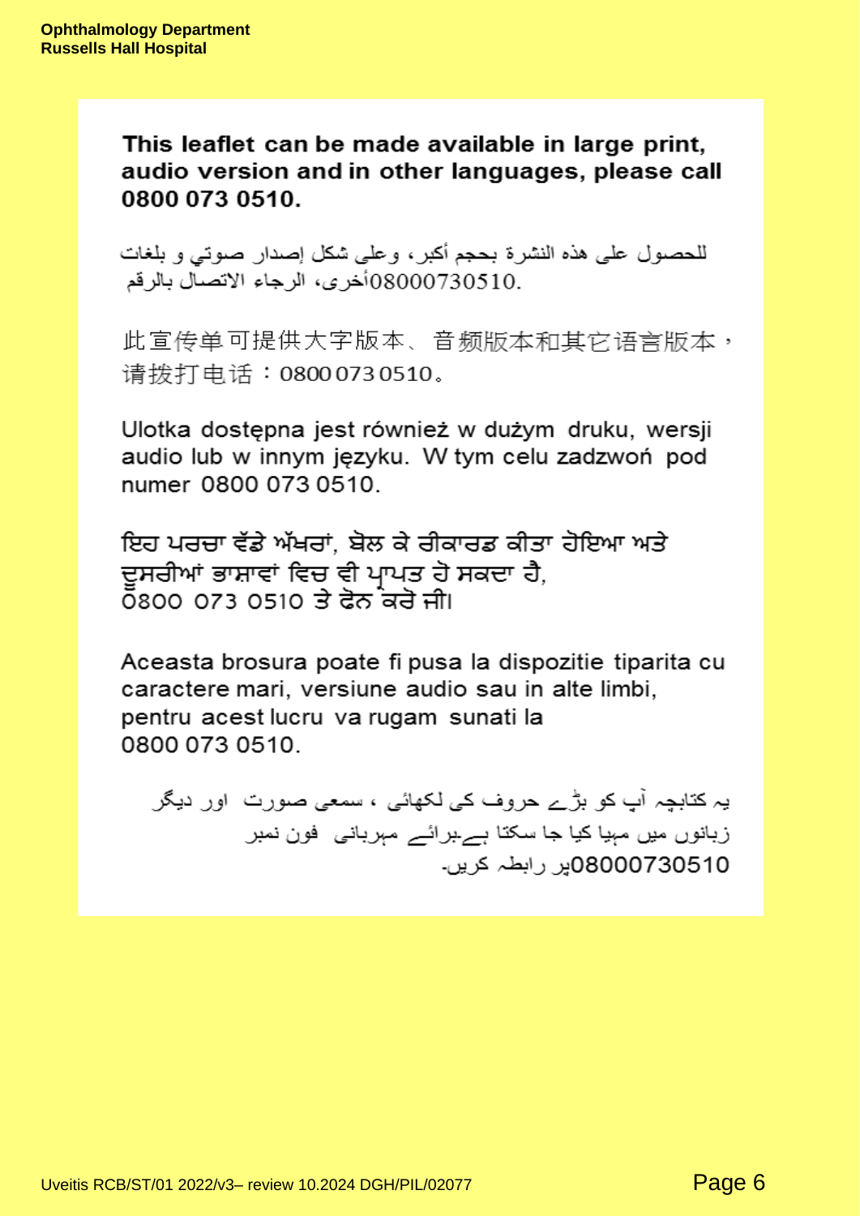**This leaflet can be made available in large print, audio version and in other languages, please call 0800 073 0510.**

للحصول على هذه النشرة بحجم أكبر، وعلى شكل إصدار صوتي و بلغات أخرى، الرجاء الاتصال بالرقم 08000730510.

此宣传单可提供大字版本、音频版本和其它语言版本，请拨打电话：0800 073 0510。

Ulotka dostępna jest również w dużym druku, wersji audio lub w innym języku. W tym celu zadzwoń pod numer 0800 073 0510.

ਇਹ ਪਰਚਾ ਵੱਡੇ ਅੱਖਰਾਂ, ਬੋਲ ਕੇ ਰੀਕਾਰਡ ਕੀਤਾ ਹੋਇਆ ਅਤੇ ਦੂਸਰੀਆਂ ਭਾਸ਼ਾਵਾਂ ਵਿਚ ਵੀ ਪ੍ਰਾਪਤ ਹੋ ਸਕਦਾ ਹੈ, 0800 073 0510 ਤੇ ਫੋਨ ਕਰੋ ਜੀ।

Aceasta brosura poate fi pusa la dispozitie tiparita cu caractere mari, versiune audio sau in alte limbi, pentru acest lucru va rugam sunati la 0800 073 0510.

یہ کتابچہ آپ کو بڑے حروف کی لکھائی ، سمعی صورت اور دیگر زبانوں میں مہیا کیا جا سکتا ہے۔برائے مہربانی فون نمبر 08000730510 پر رابطہ کریں۔

Uveitis RCB/ST/01 2022/v3– review 10.2024 DGH/PIL/02077